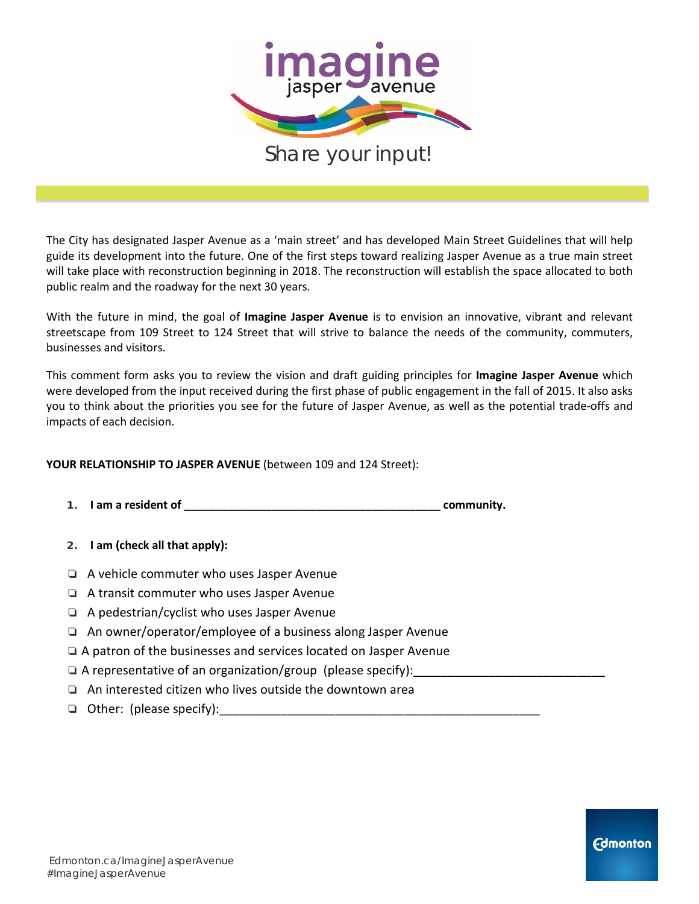# imagine jasper avenue

## Share your input!

The City has designated Jasper Avenue as a 'main street' and has developed Main Street Guidelines that will help guide its development into the future. One of the first steps toward realizing Jasper Avenue as a true main street will take place with reconstruction beginning in 2018. The reconstruction will establish the space allocated to both public realm and the roadway for the next 30 years.

With the future in mind, the goal of **Imagine Jasper Avenue** is to envision an innovative, vibrant and relevant streetscape from 109 Street to 124 Street that will strive to balance the needs of the community, commuters, businesses and visitors.

This comment form asks you to review the vision and draft guiding principles for **Imagine Jasper Avenue** which were developed from the input received during the first phase of public engagement in the fall of 2015. It also asks you to think about the priorities you see for the future of Jasper Avenue, as well as the potential trade-offs and impacts of each decision.

**YOUR RELATIONSHIP TO JASPER AVENUE** (between 109 and 124 Street):

1. **I am a resident of _________________________________________ community.**

2. **I am (check all that apply):**

- ❏ A vehicle commuter who uses Jasper Avenue
- ❏ A transit commuter who uses Jasper Avenue
- ❏ A pedestrian/cyclist who uses Jasper Avenue
- ❏ An owner/operator/employee of a business along Jasper Avenue
- ❏ A patron of the businesses and services located on Jasper Avenue
- ❏ A representative of an organization/group (please specify):___________________________
- ❏ An interested citizen who lives outside the downtown area
- ❏ Other: (please specify):_________________________________________________

Edmonton.ca/ImagineJasperAvenue
#ImagineJasperAvenue

Edmonton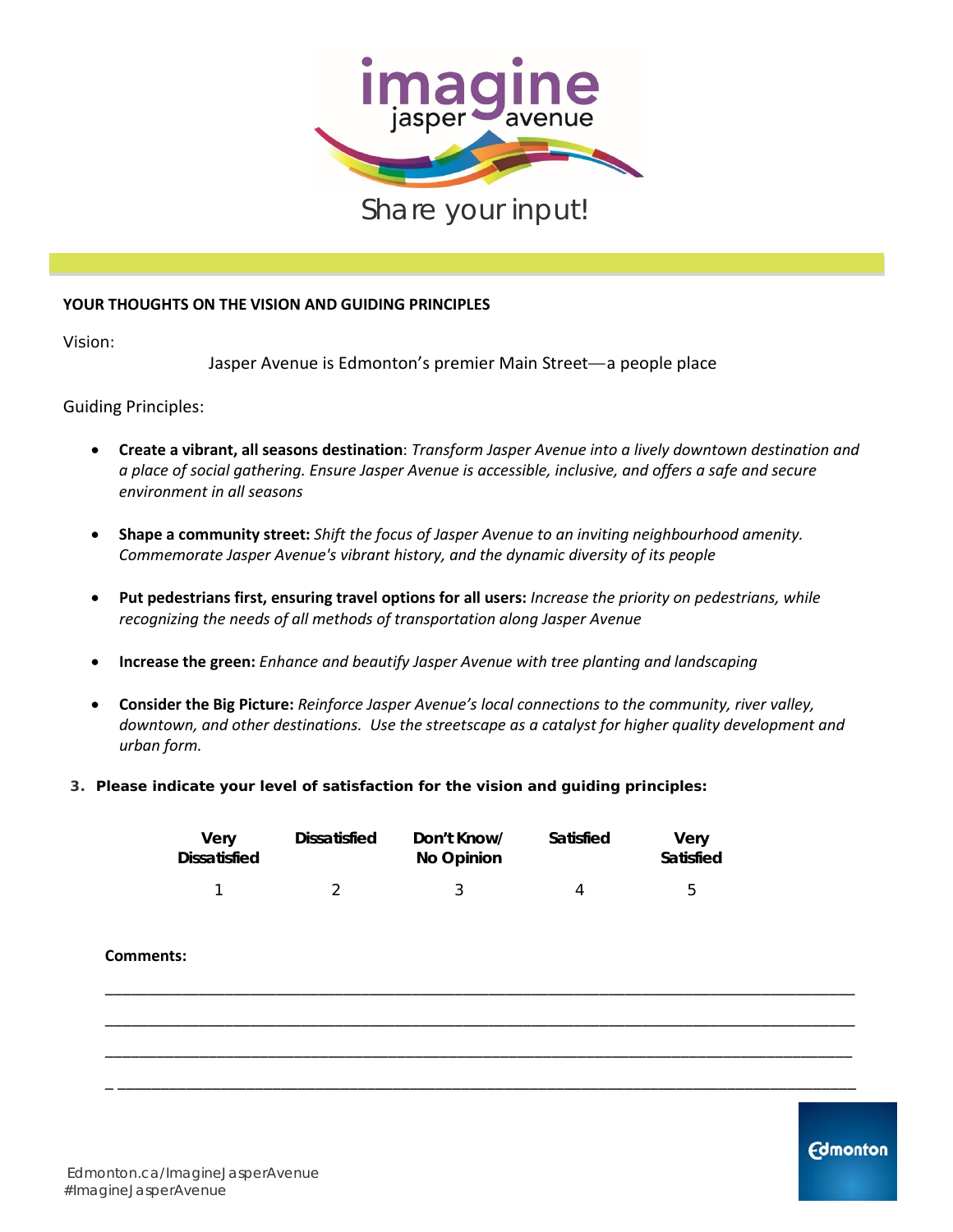Share your input!

**YOUR THOUGHTS ON THE VISION AND GUIDING PRINCIPLES**

Vision:

Jasper Avenue is Edmonton's premier Main Street—a people place

Guiding Principles:

- **Create a vibrant, all seasons destination**: *Transform Jasper Avenue into a lively downtown destination and a place of social gathering. Ensure Jasper Avenue is accessible, inclusive, and offers a safe and secure environment in all seasons*
- **Shape a community street:** *Shift the focus of Jasper Avenue to an inviting neighbourhood amenity. Commemorate Jasper Avenue's vibrant history, and the dynamic diversity of its people*
- **Put pedestrians first, ensuring travel options for all users:** *Increase the priority on pedestrians, while recognizing the needs of all methods of transportation along Jasper Avenue*
- **Increase the green:** *Enhance and beautify Jasper Avenue with tree planting and landscaping*
- **Consider the Big Picture:** *Reinforce Jasper Avenue's local connections to the community, river valley, downtown, and other destinations. Use the streetscape as a catalyst for higher quality development and urban form.*

**3. Please indicate your level of satisfaction for the vision and guiding principles:**

| Very Dissatisfied | Dissatisfied | Don't Know/ No Opinion | Satisfied | Very Satisfied |
|---|---|---|---|---|
| 1 | 2 | 3 | 4 | 5 |

**Comments:**

______________________________________________________________________________

______________________________________________________________________________

______________________________________________________________________________

______________________________________________________________________________

Edmonton.ca/ImagineJasperAvenue
#ImagineJasperAvenue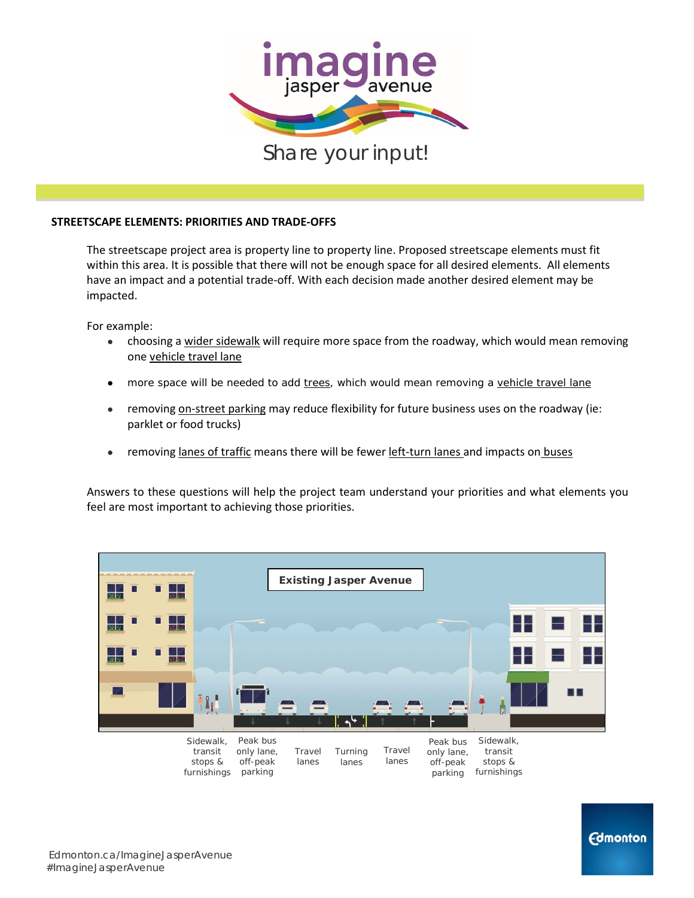# imagine jasper avenue

Share your input!

## STREETSCAPE ELEMENTS: PRIORITIES AND TRADE-OFFS

The streetscape project area is property line to property line. Proposed streetscape elements must fit within this area. It is possible that there will not be enough space for all desired elements. All elements have an impact and a potential trade-off. With each decision made another desired element may be impacted.

For example:

- choosing a wider sidewalk will require more space from the roadway, which would mean removing one vehicle travel lane
- more space will be needed to add trees, which would mean removing a vehicle travel lane
- removing on-street parking may reduce flexibility for future business uses on the roadway (ie: parklet or food trucks)
- removing lanes of traffic means there will be fewer left-turn lanes and impacts on buses

Answers to these questions will help the project team understand your priorities and what elements you feel are most important to achieving those priorities.

**Existing Jasper Avenue**

Sidewalk, transit stops & furnishings | Peak bus only lane, off-peak parking | Travel lanes | Turning lanes | Travel lanes | Peak bus only lane, off-peak parking | Sidewalk, transit stops & furnishings

Edmonton.ca/ImagineJasperAvenue
#ImagineJasperAvenue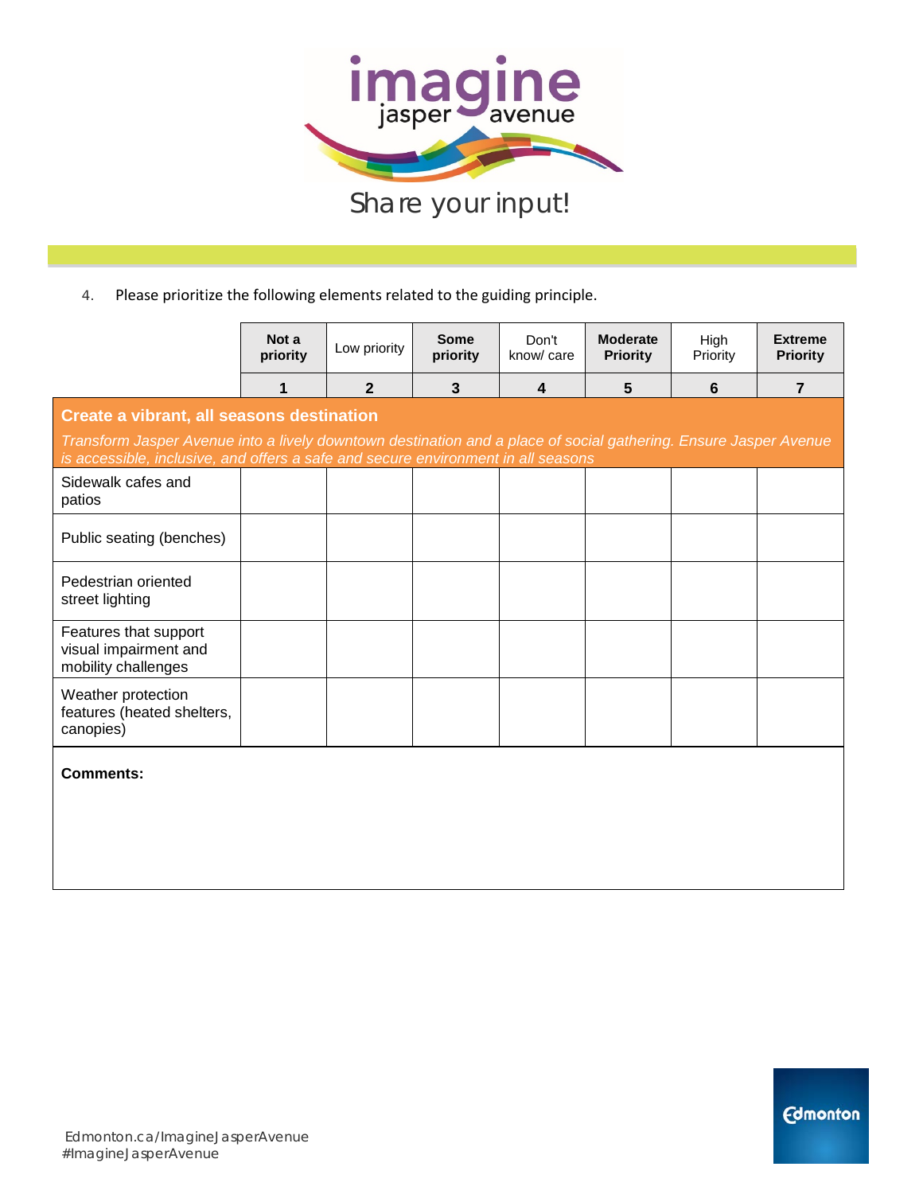Share your input!

4. Please prioritize the following elements related to the guiding principle.

| | Not a priority | Low priority | Some priority | Don't know/ care | Moderate Priority | High Priority | Extreme Priority |
|---|---|---|---|---|---|---|---|
| | 1 | 2 | 3 | 4 | 5 | 6 | 7 |
| **Create a vibrant, all seasons destination** *Transform Jasper Avenue into a lively downtown destination and a place of social gathering. Ensure Jasper Avenue is accessible, inclusive, and offers a safe and secure environment in all seasons* | | | | | | | |
| Sidewalk cafes and patios | | | | | | | |
| Public seating (benches) | | | | | | | |
| Pedestrian oriented street lighting | | | | | | | |
| Features that support visual impairment and mobility challenges | | | | | | | |
| Weather protection features (heated shelters, canopies) | | | | | | | |

**Comments:**

Edmonton.ca/ImagineJasperAvenue
#ImagineJasperAvenue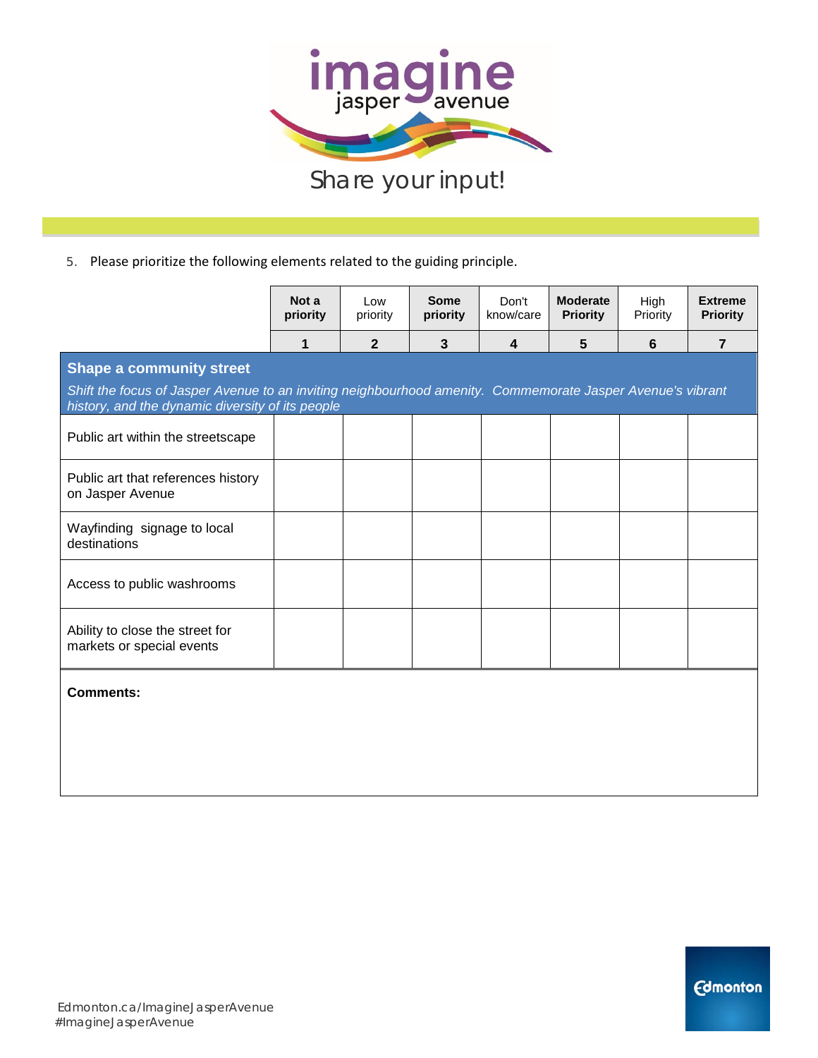imagine jasper avenue

Share your input!

5. Please prioritize the following elements related to the guiding principle.

| | **Not a priority** | Low priority | **Some priority** | Don't know/care | **Moderate Priority** | High Priority | **Extreme Priority** |
|---|---|---|---|---|---|---|---|
| | **1** | **2** | **3** | **4** | **5** | **6** | **7** |
| **Shape a community street** *Shift the focus of Jasper Avenue to an inviting neighbourhood amenity. Commemorate Jasper Avenue's vibrant history, and the dynamic diversity of its people* | | | | | | | |
| Public art within the streetscape | | | | | | | |
| Public art that references history on Jasper Avenue | | | | | | | |
| Wayfinding signage to local destinations | | | | | | | |
| Access to public washrooms | | | | | | | |
| Ability to close the street for markets or special events | | | | | | | |

**Comments:**

Edmonton.ca/ImagineJasperAvenue
#ImagineJasperAvenue

Edmonton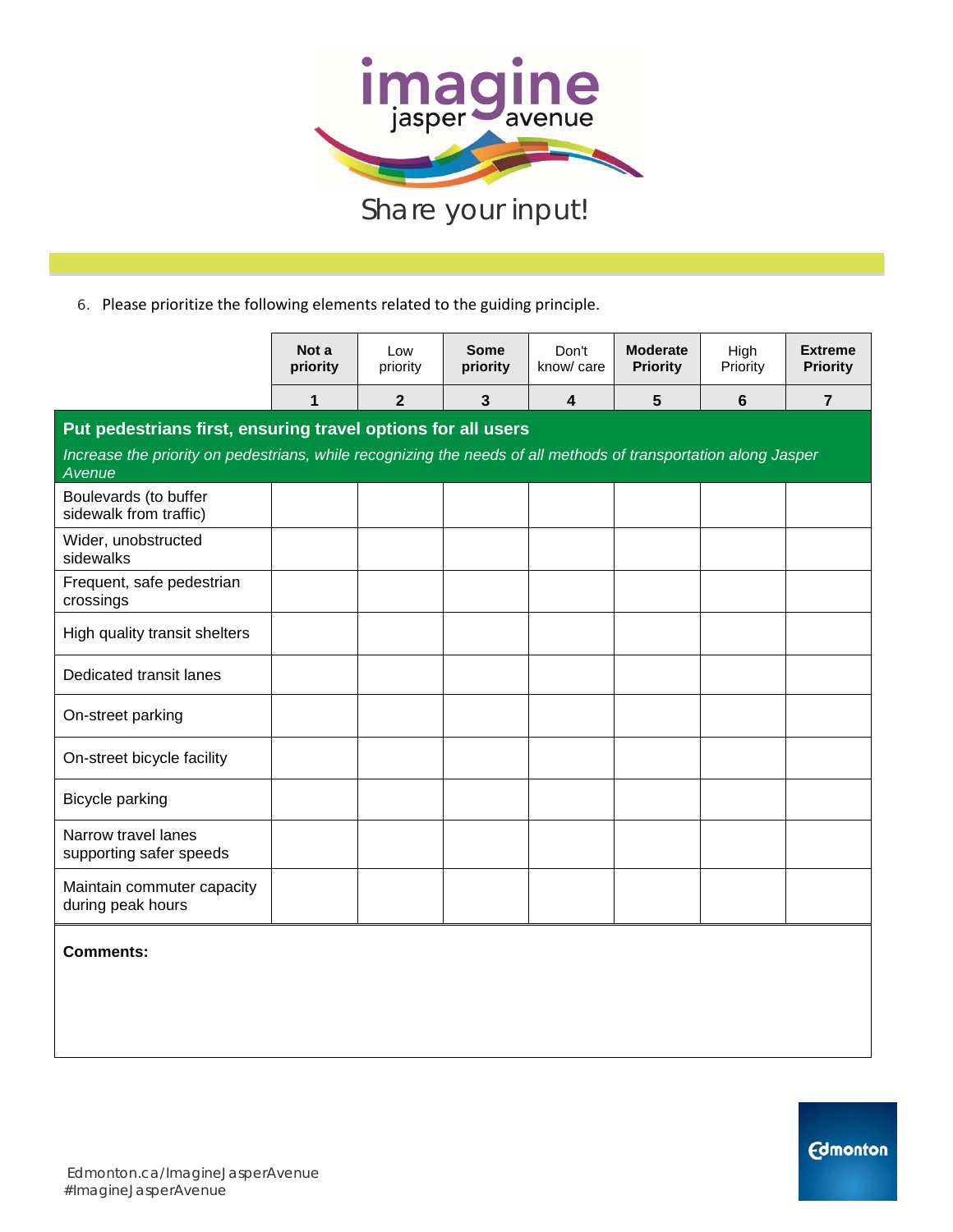# imagine jasper avenue

Share your input!

6. Please prioritize the following elements related to the guiding principle.

| | **Not a priority** | Low priority | **Some priority** | Don't know/ care | **Moderate Priority** | High Priority | **Extreme Priority** |
|---|---|---|---|---|---|---|---|
| | **1** | **2** | **3** | **4** | **5** | **6** | **7** |
| **Put pedestrians first, ensuring travel options for all users** *Increase the priority on pedestrians, while recognizing the needs of all methods of transportation along Jasper Avenue* | | | | | | | |
| Boulevards (to buffer sidewalk from traffic) | | | | | | | |
| Wider, unobstructed sidewalks | | | | | | | |
| Frequent, safe pedestrian crossings | | | | | | | |
| High quality transit shelters | | | | | | | |
| Dedicated transit lanes | | | | | | | |
| On-street parking | | | | | | | |
| On-street bicycle facility | | | | | | | |
| Bicycle parking | | | | | | | |
| Narrow travel lanes supporting safer speeds | | | | | | | |
| Maintain commuter capacity during peak hours | | | | | | | |

**Comments:**

Edmonton.ca/ImagineJasperAvenue
#ImagineJasperAvenue

Edmonton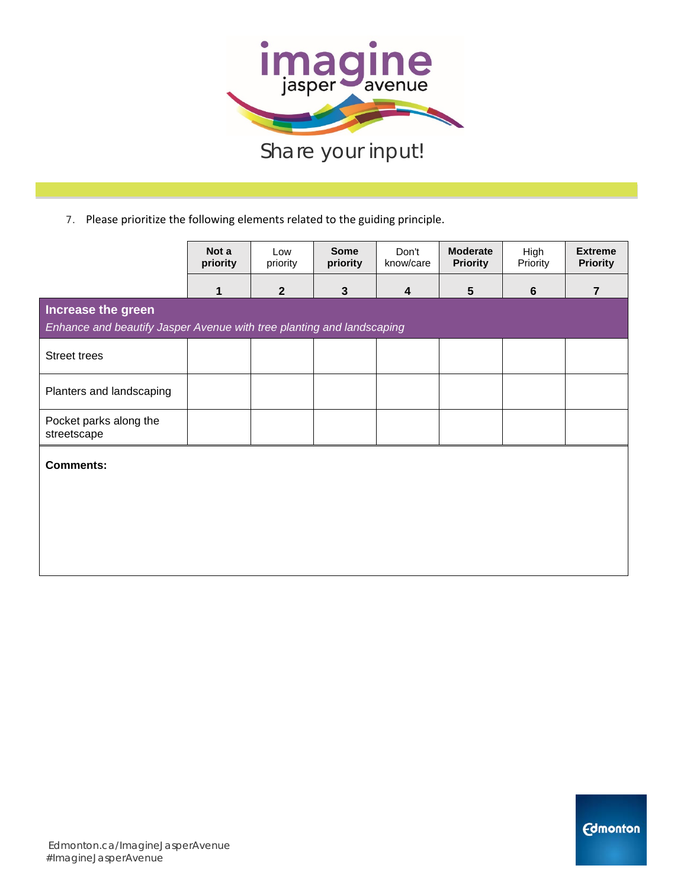imagine jasper avenue

Share your input!

7. Please prioritize the following elements related to the guiding principle.

| | **Not a priority** | Low priority | **Some priority** | Don't know/care | **Moderate Priority** | High Priority | **Extreme Priority** |
|---|---|---|---|---|---|---|---|
| | **1** | **2** | **3** | **4** | **5** | **6** | **7** |
| **Increase the green** *Enhance and beautify Jasper Avenue with tree planting and landscaping* | | | | | | | |
| Street trees | | | | | | | |
| Planters and landscaping | | | | | | | |
| Pocket parks along the streetscape | | | | | | | |

**Comments:**

Edmonton.ca/ImagineJasperAvenue
#ImagineJasperAvenue

Edmonton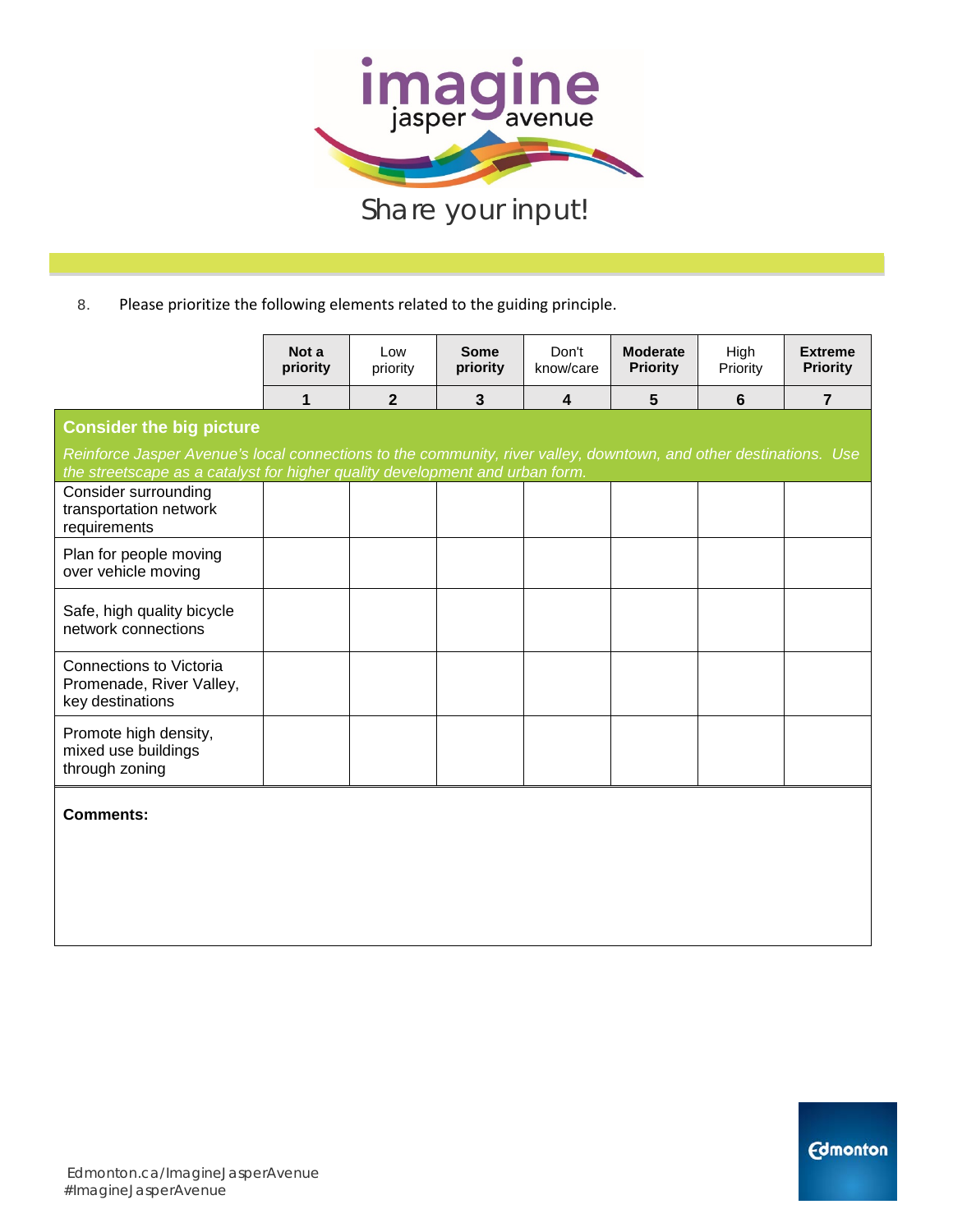imagine jasper avenue

Share your input!

8. Please prioritize the following elements related to the guiding principle.

| | **Not a priority** | Low priority | **Some priority** | Don't know/care | **Moderate Priority** | High Priority | **Extreme Priority** |
|---|---|---|---|---|---|---|---|
| | **1** | **2** | **3** | **4** | **5** | **6** | **7** |
| **Consider the big picture** *Reinforce Jasper Avenue's local connections to the community, river valley, downtown, and other destinations. Use the streetscape as a catalyst for higher quality development and urban form.* | | | | | | | |
| Consider surrounding transportation network requirements | | | | | | | |
| Plan for people moving over vehicle moving | | | | | | | |
| Safe, high quality bicycle network connections | | | | | | | |
| Connections to Victoria Promenade, River Valley, key destinations | | | | | | | |
| Promote high density, mixed use buildings through zoning | | | | | | | |

**Comments:**

Edmonton.ca/ImagineJasperAvenue
#ImagineJasperAvenue

Edmonton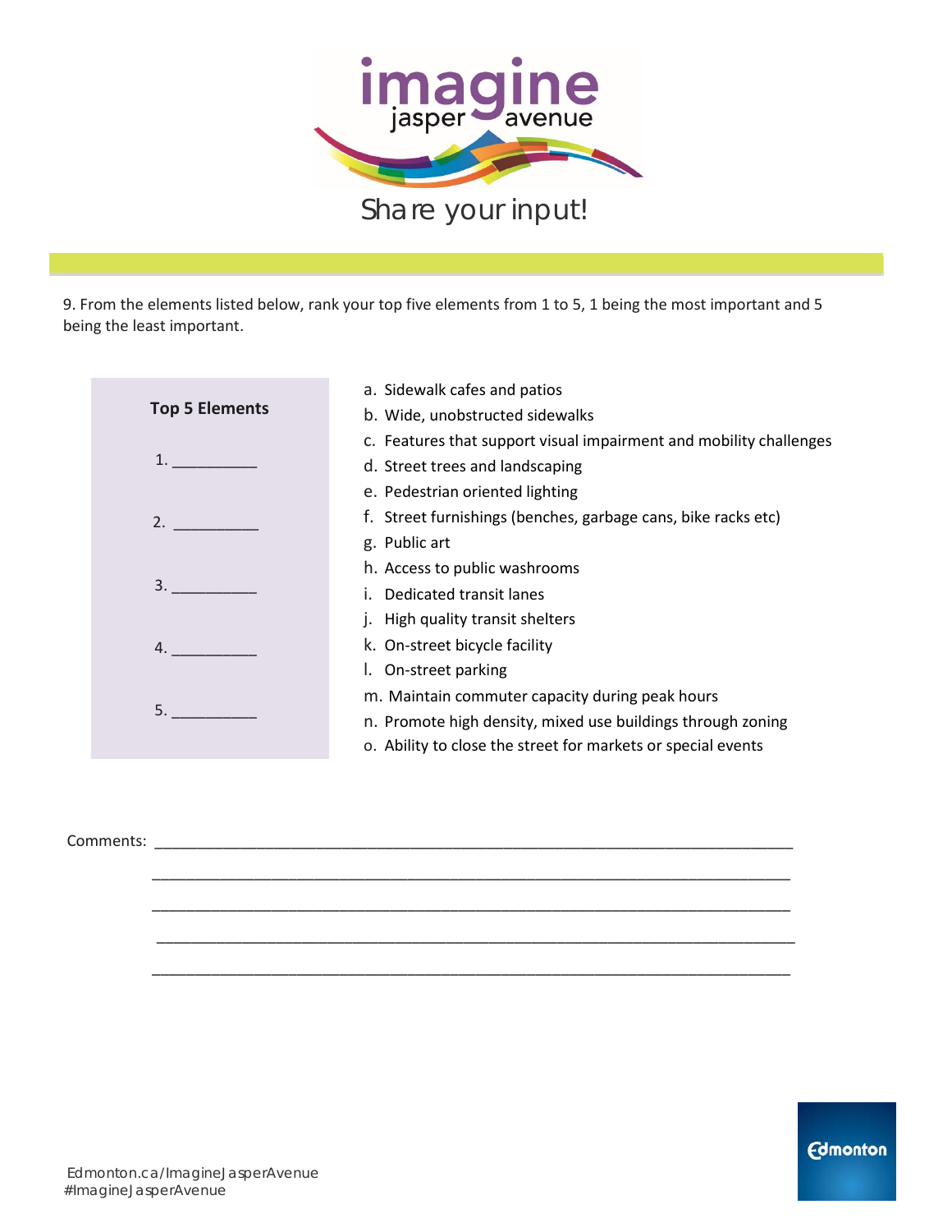# imagine jasper avenue

## Share your input!

9. From the elements listed below, rank your top five elements from 1 to 5, 1 being the most important and 5 being the least important.

**Top 5 Elements**

1. __________
2. __________
3. __________
4. __________
5. __________

a. Sidewalk cafes and patios
b. Wide, unobstructed sidewalks
c. Features that support visual impairment and mobility challenges
d. Street trees and landscaping
e. Pedestrian oriented lighting
f. Street furnishings (benches, garbage cans, bike racks etc)
g. Public art
h. Access to public washrooms
i. Dedicated transit lanes
j. High quality transit shelters
k. On-street bicycle facility
l. On-street parking
m. Maintain commuter capacity during peak hours
n. Promote high density, mixed use buildings through zoning
o. Ability to close the street for markets or special events

Comments: ______________________________________________________________________________

______________________________________________________________________________

______________________________________________________________________________

______________________________________________________________________________

______________________________________________________________________________

Edmonton.ca/ImagineJasperAvenue
#ImagineJasperAvenue

Edmonton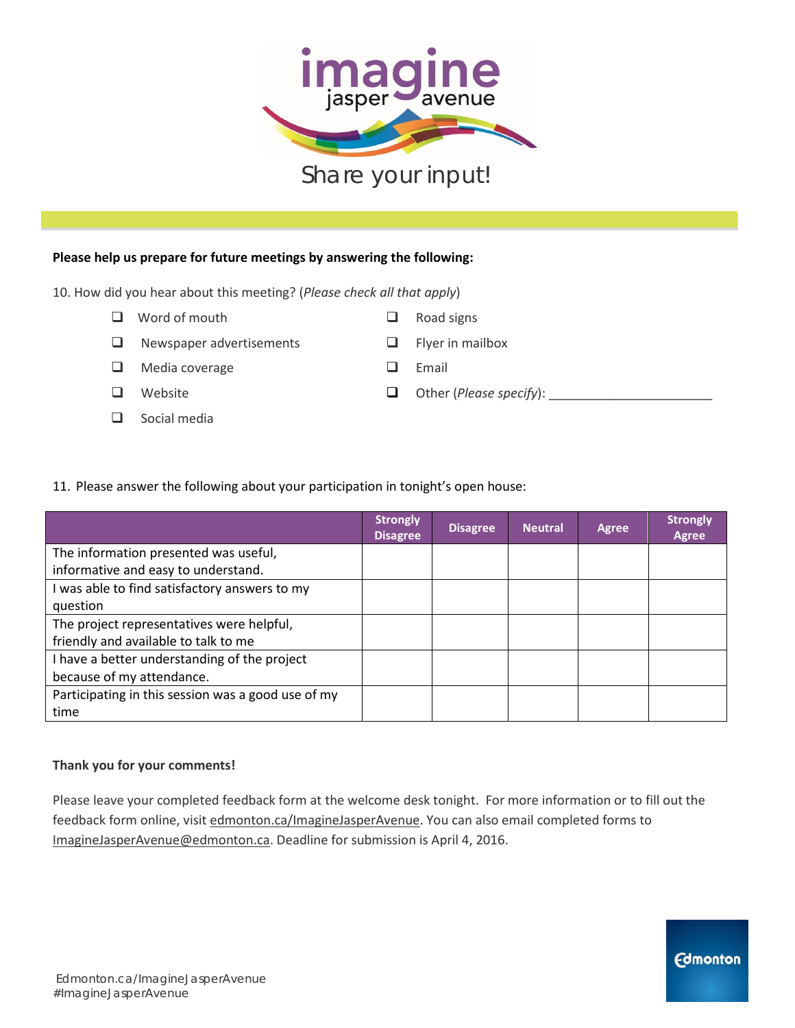# imagine jasper avenue

## Share your input!

**Please help us prepare for future meetings by answering the following:**

10. How did you hear about this meeting? (*Please check all that apply*)

- ❑ Word of mouth
- ❑ Newspaper advertisements
- ❑ Media coverage
- ❑ Website
- ❑ Social media
- ❑ Road signs
- ❑ Flyer in mailbox
- ❑ Email
- ❑ Other (*Please specify*): ______________________

11. Please answer the following about your participation in tonight's open house:

| | Strongly Disagree | Disagree | Neutral | Agree | Strongly Agree |
|---|---|---|---|---|---|
| The information presented was useful, informative and easy to understand. | | | | | |
| I was able to find satisfactory answers to my question | | | | | |
| The project representatives were helpful, friendly and available to talk to me | | | | | |
| I have a better understanding of the project because of my attendance. | | | | | |
| Participating in this session was a good use of my time | | | | | |

**Thank you for your comments!**

Please leave your completed feedback form at the welcome desk tonight. For more information or to fill out the feedback form online, visit edmonton.ca/ImagineJasperAvenue. You can also email completed forms to ImagineJasperAvenue@edmonton.ca. Deadline for submission is April 4, 2016.

Edmonton.ca/ImagineJasperAvenue
#ImagineJasperAvenue

Edmonton